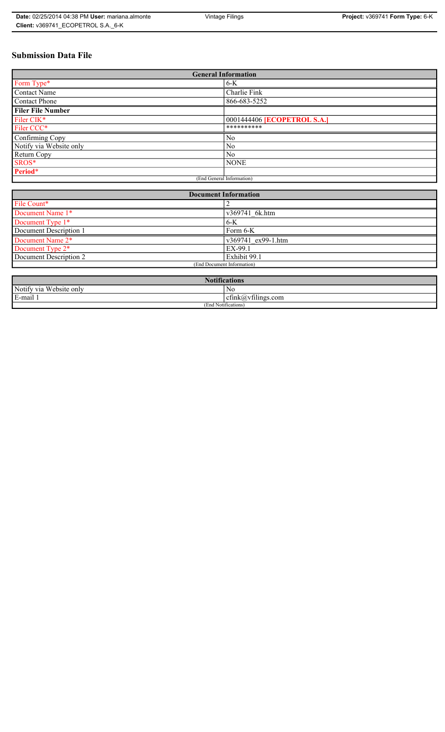# Submission Data File

| General Information | |
|---|---|
| Form Type* | 6-K |
| Contact Name | Charlie Fink |
| Contact Phone | 866-683-5252 |
| **Filer File Number** | |
| Filer CIK* | 0001444406 **[ECOPETROL S.A.]** |
| Filer CCC* | ********** |
| Confirming Copy | No |
| Notify via Website only | No |
| Return Copy | No |
| SROS* | NONE |
| **Period*** | |
| (End General Information) | |

| Document Information | |
|---|---|
| File Count* | 2 |
| Document Name 1* | v369741_6k.htm |
| Document Type 1* | 6-K |
| Document Description 1 | Form 6-K |
| Document Name 2* | v369741_ex99-1.htm |
| Document Type 2* | EX-99.1 |
| Document Description 2 | Exhibit 99.1 |
| (End Document Information) | |

| Notifications | |
|---|---|
| Notify via Website only | No |
| E-mail 1 | cfink@vfilings.com |
| (End Notifications) | |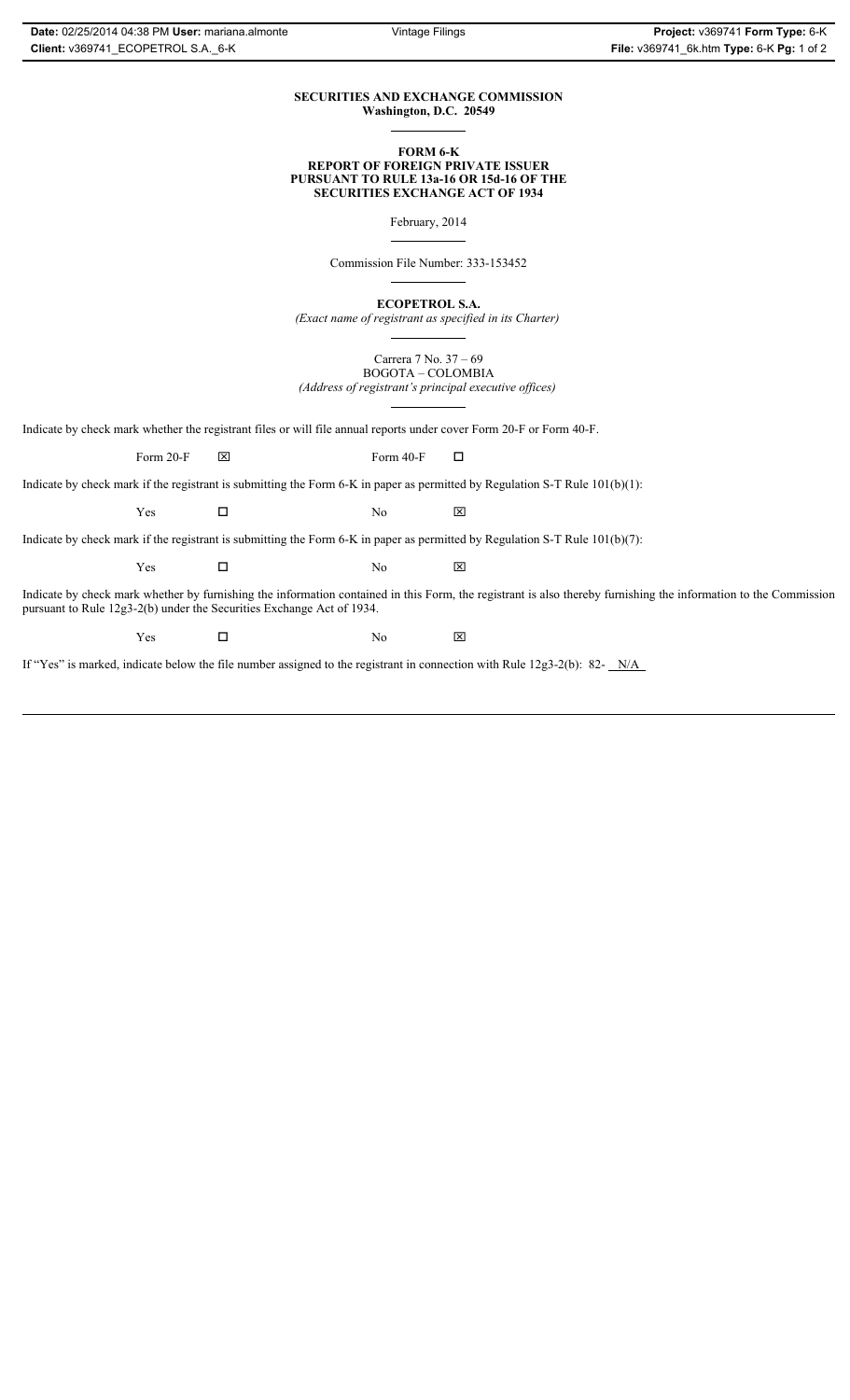**SECURITIES AND EXCHANGE COMMISSION**
**Washington, D.C. 20549**

**FORM 6-K**
**REPORT OF FOREIGN PRIVATE ISSUER**
**PURSUANT TO RULE 13a-16 OR 15d-16 OF THE**
**SECURITIES EXCHANGE ACT OF 1934**

February, 2014

Commission File Number: 333-153452

**ECOPETROL S.A.**
*(Exact name of registrant as specified in its Charter)*

Carrera 7 No. 37 – 69
BOGOTA – COLOMBIA
*(Address of registrant's principal executive offices)*

Indicate by check mark whether the registrant files or will file annual reports under cover Form 20-F or Form 40-F.

Form 20-F ☒ Form 40-F ☐

Indicate by check mark if the registrant is submitting the Form 6-K in paper as permitted by Regulation S-T Rule 101(b)(1):

Yes ☐ No ☒

Indicate by check mark if the registrant is submitting the Form 6-K in paper as permitted by Regulation S-T Rule 101(b)(7):

Yes ☐ No ☒

Indicate by check mark whether by furnishing the information contained in this Form, the registrant is also thereby furnishing the information to the Commission pursuant to Rule 12g3-2(b) under the Securities Exchange Act of 1934.

Yes ☐ No ☒

If "Yes" is marked, indicate below the file number assigned to the registrant in connection with Rule 12g3-2(b): 82- N/A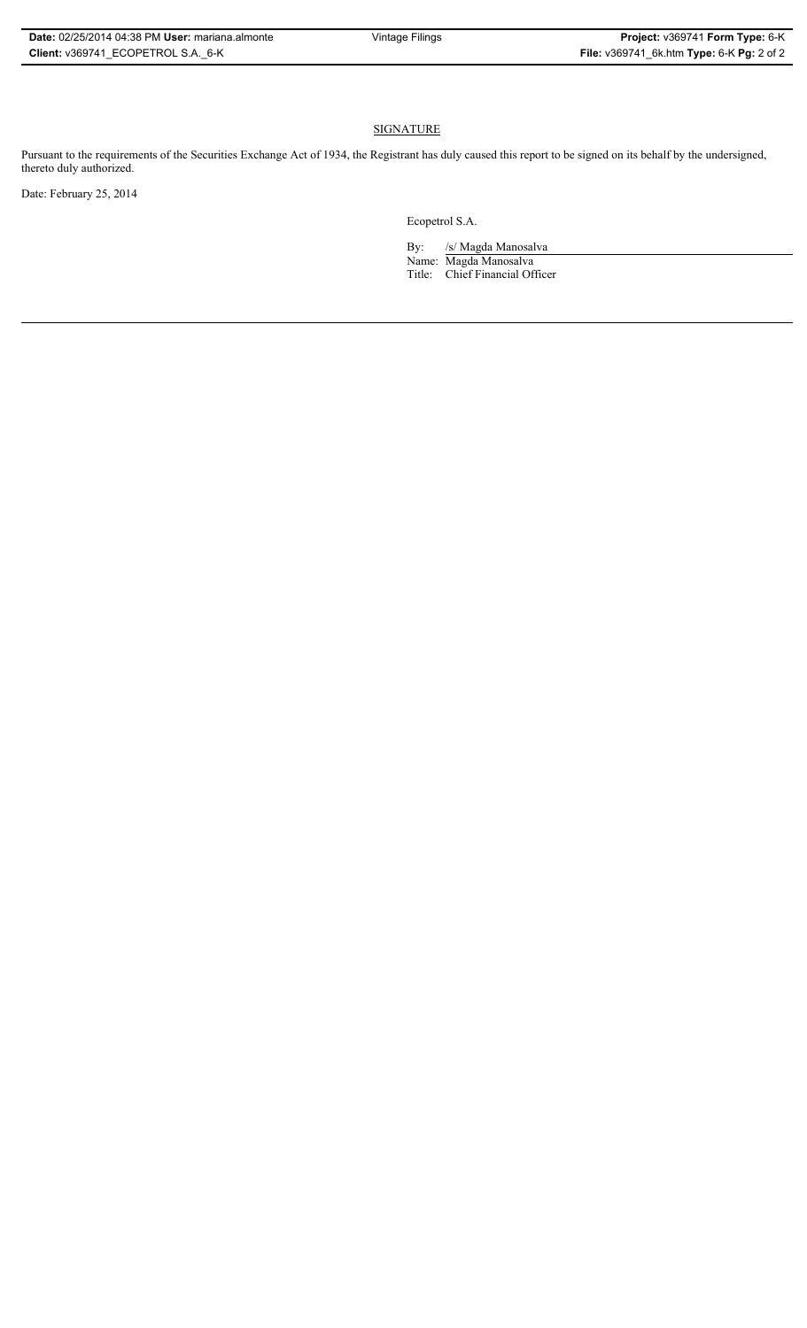## SIGNATURE

Pursuant to the requirements of the Securities Exchange Act of 1934, the Registrant has duly caused this report to be signed on its behalf by the undersigned, thereto duly authorized.

Date: February 25, 2014

Ecopetrol S.A.

By: /s/ Magda Manosalva

Name: Magda Manosalva

Title: Chief Financial Officer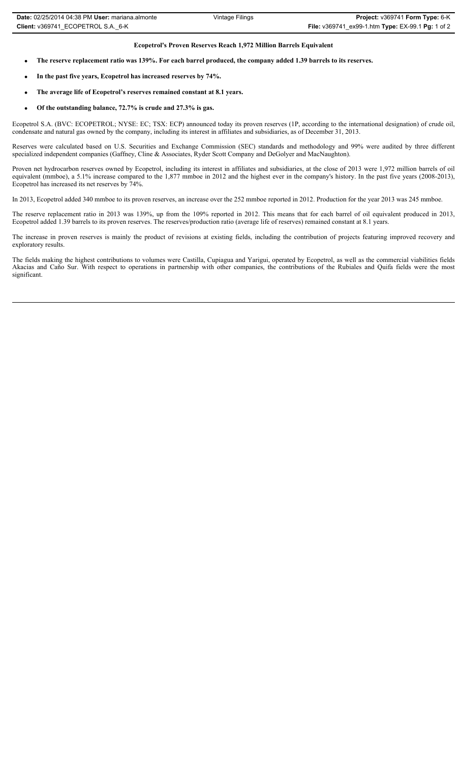**Ecopetrol's Proven Reserves Reach 1,972 Million Barrels Equivalent**

- **The reserve replacement ratio was 139%. For each barrel produced, the company added 1.39 barrels to its reserves.**
- **In the past five years, Ecopetrol has increased reserves by 74%.**
- **The average life of Ecopetrol's reserves remained constant at 8.1 years.**
- **Of the outstanding balance, 72.7% is crude and 27.3% is gas.**

Ecopetrol S.A. (BVC: ECOPETROL; NYSE: EC; TSX: ECP) announced today its proven reserves (1P, according to the international designation) of crude oil, condensate and natural gas owned by the company, including its interest in affiliates and subsidiaries, as of December 31, 2013.

Reserves were calculated based on U.S. Securities and Exchange Commission (SEC) standards and methodology and 99% were audited by three different specialized independent companies (Gaffney, Cline & Associates, Ryder Scott Company and DeGolyer and MacNaughton).

Proven net hydrocarbon reserves owned by Ecopetrol, including its interest in affiliates and subsidiaries, at the close of 2013 were 1,972 million barrels of oil equivalent (mmboe), a 5.1% increase compared to the 1,877 mmboe in 2012 and the highest ever in the company's history. In the past five years (2008-2013), Ecopetrol has increased its net reserves by 74%.

In 2013, Ecopetrol added 340 mmboe to its proven reserves, an increase over the 252 mmboe reported in 2012. Production for the year 2013 was 245 mmboe.

The reserve replacement ratio in 2013 was 139%, up from the 109% reported in 2012. This means that for each barrel of oil equivalent produced in 2013, Ecopetrol added 1.39 barrels to its proven reserves. The reserves/production ratio (average life of reserves) remained constant at 8.1 years.

The increase in proven reserves is mainly the product of revisions at existing fields, including the contribution of projects featuring improved recovery and exploratory results.

The fields making the highest contributions to volumes were Castilla, Cupiagua and Yarigui, operated by Ecopetrol, as well as the commercial viabilities fields Akacias and Caño Sur. With respect to operations in partnership with other companies, the contributions of the Rubiales and Quifa fields were the most significant.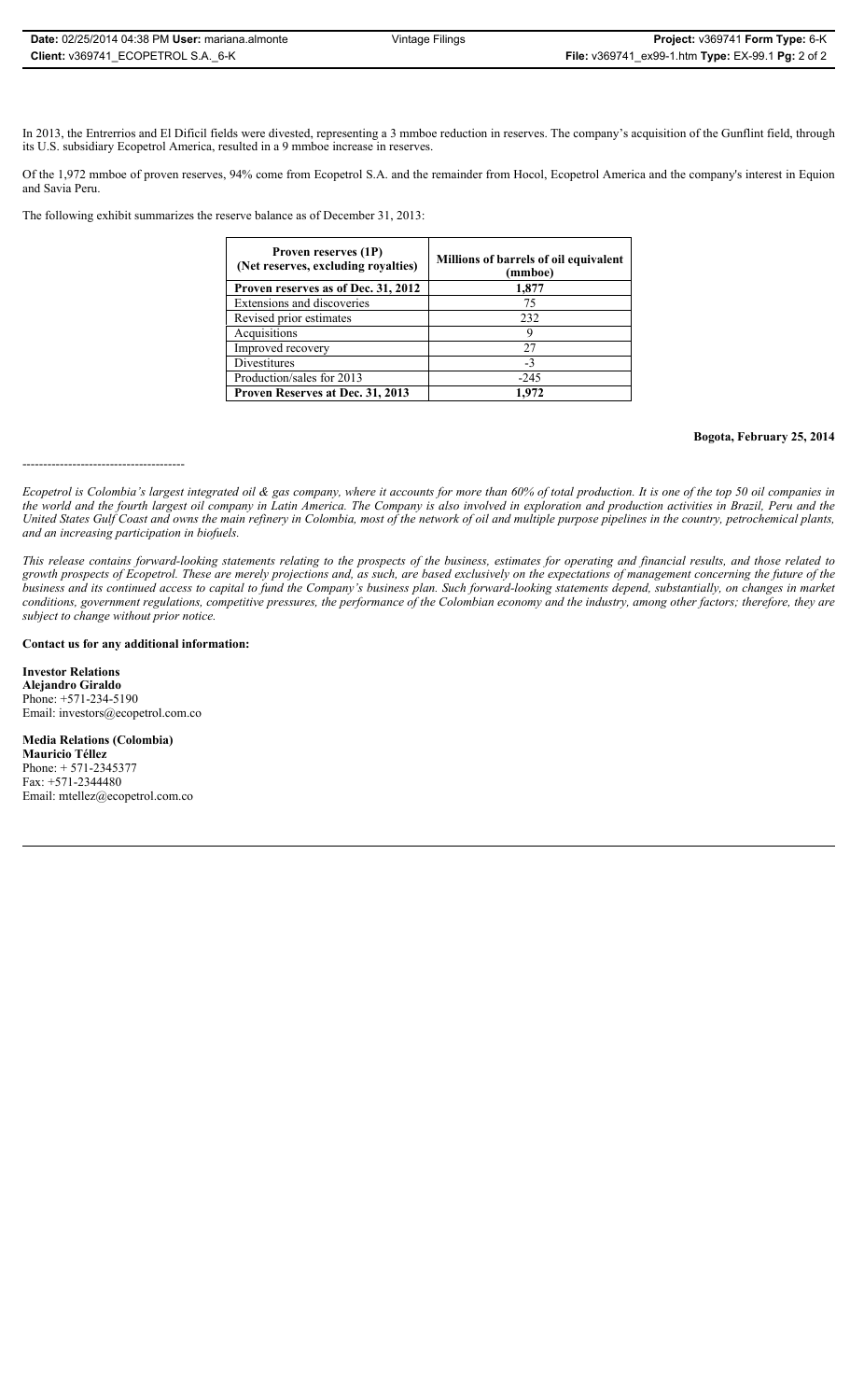In 2013, the Entrerrios and El Dificil fields were divested, representing a 3 mmboe reduction in reserves. The company's acquisition of the Gunflint field, through its U.S. subsidiary Ecopetrol America, resulted in a 9 mmboe increase in reserves.

Of the 1,972 mmboe of proven reserves, 94% come from Ecopetrol S.A. and the remainder from Hocol, Ecopetrol America and the company's interest in Equion and Savia Peru.

The following exhibit summarizes the reserve balance as of December 31, 2013:

| Proven reserves (1P) (Net reserves, excluding royalties) | Millions of barrels of oil equivalent (mmboe) |
|---|---|
| **Proven reserves as of Dec. 31, 2012** | **1,877** |
| Extensions and discoveries | 75 |
| Revised prior estimates | 232 |
| Acquisitions | 9 |
| Improved recovery | 27 |
| Divestitures | -3 |
| Production/sales for 2013 | -245 |
| **Proven Reserves at Dec. 31, 2013** | **1,972** |

**Bogota, February 25, 2014**

---------------------------------------

*Ecopetrol is Colombia's largest integrated oil & gas company, where it accounts for more than 60% of total production. It is one of the top 50 oil companies in the world and the fourth largest oil company in Latin America. The Company is also involved in exploration and production activities in Brazil, Peru and the United States Gulf Coast and owns the main refinery in Colombia, most of the network of oil and multiple purpose pipelines in the country, petrochemical plants, and an increasing participation in biofuels.*

*This release contains forward-looking statements relating to the prospects of the business, estimates for operating and financial results, and those related to growth prospects of Ecopetrol. These are merely projections and, as such, are based exclusively on the expectations of management concerning the future of the business and its continued access to capital to fund the Company's business plan. Such forward-looking statements depend, substantially, on changes in market conditions, government regulations, competitive pressures, the performance of the Colombian economy and the industry, among other factors; therefore, they are subject to change without prior notice.*

**Contact us for any additional information:**

**Investor Relations**
**Alejandro Giraldo**
Phone: +571-234-5190
Email: investors@ecopetrol.com.co

**Media Relations (Colombia)**
**Mauricio Téllez**
Phone: + 571-2345377
Fax: +571-2344480
Email: mtellez@ecopetrol.com.co